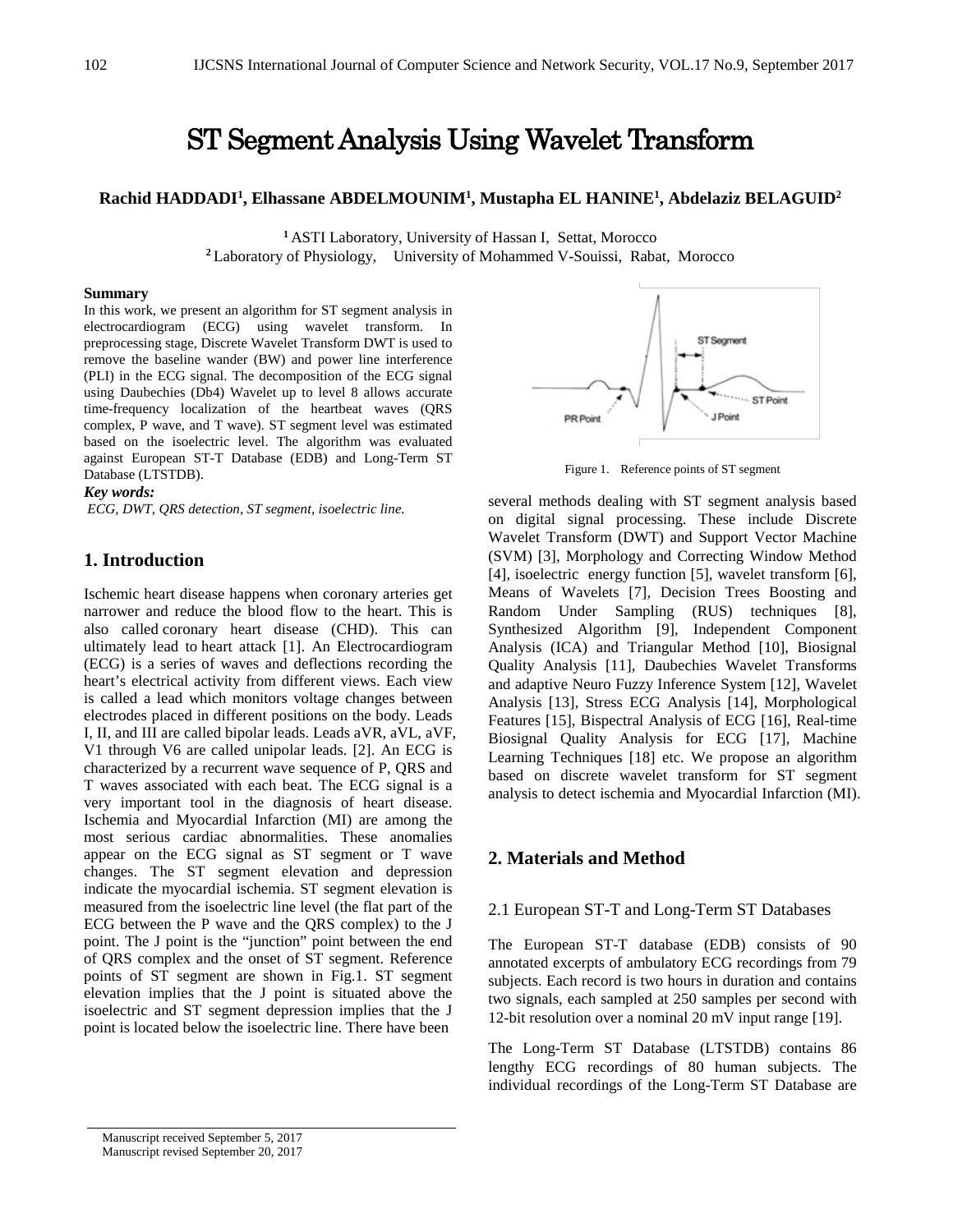# ST Segment Analysis Using Wavelet Transform

**Rachid HADDADI[1], Elhassane ABDELMOUNIM[1], Mustapha EL HANINE[1], Abdelaziz BELAGUID[2]**

[1] ASTI Laboratory, University of Hassan I, Settat, Morocco
[2] Laboratory of Physiology, University of Mohammed V-Souissi, Rabat, Morocco

### Summary

In this work, we present an algorithm for ST segment analysis in electrocardiogram (ECG) using wavelet transform. In preprocessing stage, Discrete Wavelet Transform DWT is used to remove the baseline wander (BW) and power line interference (PLI) in the ECG signal. The decomposition of the ECG signal using Daubechies (Db4) Wavelet up to level 8 allows accurate time-frequency localization of the heartbeat waves (QRS complex, P wave, and T wave). ST segment level was estimated based on the isoelectric level. The algorithm was evaluated against European ST-T Database (EDB) and Long-Term ST Database (LTSTDB).

***Key words:***

*ECG, DWT, QRS detection, ST segment, isoelectric line.*

## 1. Introduction

Ischemic heart disease happens when coronary arteries get narrower and reduce the blood flow to the heart. This is also called coronary heart disease (CHD). This can ultimately lead to heart attack [1]. An Electrocardiogram (ECG) is a series of waves and deflections recording the heart's electrical activity from different views. Each view is called a lead which monitors voltage changes between electrodes placed in different positions on the body. Leads I, II, and III are called bipolar leads. Leads aVR, aVL, aVF, V1 through V6 are called unipolar leads. [2]. An ECG is characterized by a recurrent wave sequence of P, QRS and T waves associated with each beat. The ECG signal is a very important tool in the diagnosis of heart disease. Ischemia and Myocardial Infarction (MI) are among the most serious cardiac abnormalities. These anomalies appear on the ECG signal as ST segment or T wave changes. The ST segment elevation and depression indicate the myocardial ischemia. ST segment elevation is measured from the isoelectric line level (the flat part of the ECG between the P wave and the QRS complex) to the J point. The J point is the "junction" point between the end of QRS complex and the onset of ST segment. Reference points of ST segment are shown in Fig.1. ST segment elevation implies that the J point is situated above the isoelectric and ST segment depression implies that the J point is located below the isoelectric line. There have been several methods dealing with ST segment analysis based on digital signal processing. These include Discrete Wavelet Transform (DWT) and Support Vector Machine (SVM) [3], Morphology and Correcting Window Method [4], isoelectric energy function [5], wavelet transform [6], Means of Wavelets [7], Decision Trees Boosting and Random Under Sampling (RUS) techniques [8], Synthesized Algorithm [9], Independent Component Analysis (ICA) and Triangular Method [10], Biosignal Quality Analysis [11], Daubechies Wavelet Transforms and adaptive Neuro Fuzzy Inference System [12], Wavelet Analysis [13], Stress ECG Analysis [14], Morphological Features [15], Bispectral Analysis of ECG [16], Real-time Biosignal Quality Analysis for ECG [17], Machine Learning Techniques [18] etc. We propose an algorithm based on discrete wavelet transform for ST segment analysis to detect ischemia and Myocardial Infarction (MI).

Figure 1. Reference points of ST segment

## 2. Materials and Method

### 2.1 European ST-T and Long-Term ST Databases

The European ST-T database (EDB) consists of 90 annotated excerpts of ambulatory ECG recordings from 79 subjects. Each record is two hours in duration and contains two signals, each sampled at 250 samples per second with 12-bit resolution over a nominal 20 mV input range [19].

The Long-Term ST Database (LTSTDB) contains 86 lengthy ECG recordings of 80 human subjects. The individual recordings of the Long-Term ST Database are

Manuscript received September 5, 2017
Manuscript revised September 20, 2017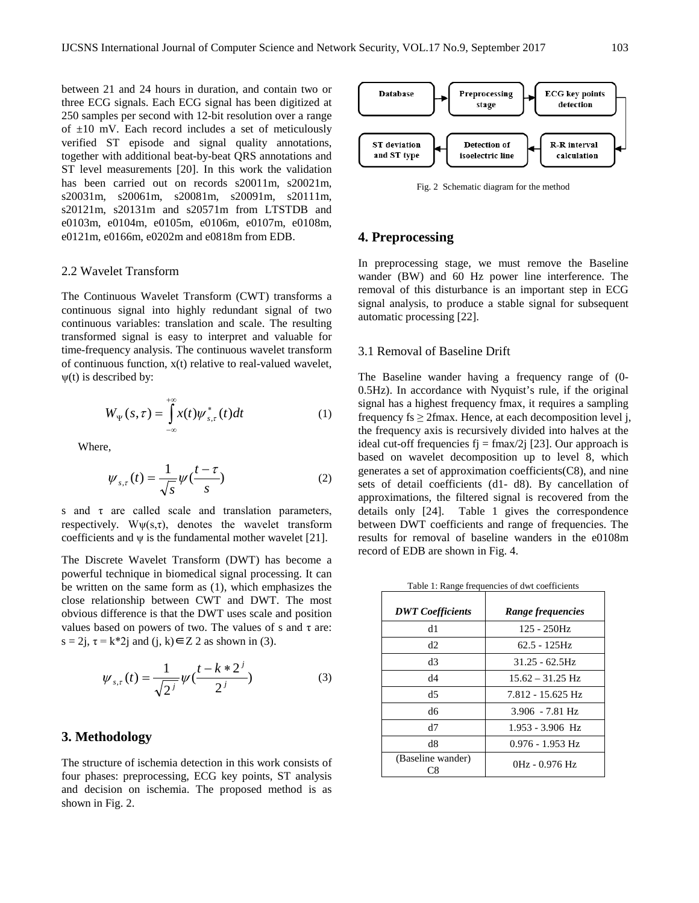between 21 and 24 hours in duration, and contain two or three ECG signals. Each ECG signal has been digitized at 250 samples per second with 12-bit resolution over a range of ±10 mV. Each record includes a set of meticulously verified ST episode and signal quality annotations, together with additional beat-by-beat QRS annotations and ST level measurements [20]. In this work the validation has been carried out on records s20011m, s20021m, s20031m, s20061m, s20081m, s20091m, s20111m, s20121m, s20131m and s20571m from LTSTDB and e0103m, e0104m, e0105m, e0106m, e0107m, e0108m, e0121m, e0166m, e0202m and e0818m from EDB.

## 2.2 Wavelet Transform

The Continuous Wavelet Transform (CWT) transforms a continuous signal into highly redundant signal of two continuous variables: translation and scale. The resulting transformed signal is easy to interpret and valuable for time-frequency analysis. The continuous wavelet transform of continuous function, x(t) relative to real-valued wavelet, ψ(t) is described by:

$$W_{\Psi}(s,\tau)=\int_{-\infty}^{+\infty}x(t)\psi_{s,\tau}^{*}(t)dt \tag{1}$$

Where,

$$\psi_{s,\tau}(t)=\frac{1}{\sqrt{s}}\psi\left(\frac{t-\tau}{s}\right) \tag{2}$$

s and τ are called scale and translation parameters, respectively. Wψ(s,τ), denotes the wavelet transform coefficients and ψ is the fundamental mother wavelet [21].

The Discrete Wavelet Transform (DWT) has become a powerful technique in biomedical signal processing. It can be written on the same form as (1), which emphasizes the close relationship between CWT and DWT. The most obvious difference is that the DWT uses scale and position values based on powers of two. The values of s and τ are: s = 2j, τ = k*2j and (j, k)∈Z 2 as shown in (3).

$$\psi_{s,\tau}(t)=\frac{1}{\sqrt{2^{j}}}\psi\left(\frac{t-k*2^{j}}{2^{j}}\right) \tag{3}$$

## 3. Methodology

The structure of ischemia detection in this work consists of four phases: preprocessing, ECG key points, ST analysis and decision on ischemia. The proposed method is as shown in Fig. 2.

Database → Preprocessing stage → ECG key points detection → R-R interval calculation → Detection of isoelectric line → ST deviation and ST type

Fig. 2 Schematic diagram for the method

## 4. Preprocessing

In preprocessing stage, we must remove the Baseline wander (BW) and 60 Hz power line interference. The removal of this disturbance is an important step in ECG signal analysis, to produce a stable signal for subsequent automatic processing [22].

## 3.1 Removal of Baseline Drift

The Baseline wander having a frequency range of (0-0.5Hz). In accordance with Nyquist's rule, if the original signal has a highest frequency fmax, it requires a sampling frequency fs ≥ 2fmax. Hence, at each decomposition level j, the frequency axis is recursively divided into halves at the ideal cut-off frequencies fj = fmax/2j [23]. Our approach is based on wavelet decomposition up to level 8, which generates a set of approximation coefficients(C8), and nine sets of detail coefficients (d1- d8). By cancellation of approximations, the filtered signal is recovered from the details only [24]. Table 1 gives the correspondence between DWT coefficients and range of frequencies. The results for removal of baseline wanders in the e0108m record of EDB are shown in Fig. 4.

Table 1: Range frequencies of dwt coefficients

| *DWT Coefficients* | *Range frequencies* |
|---|---|
| d1 | 125 - 250Hz |
| d2 | 62.5 - 125Hz |
| d3 | 31.25 - 62.5Hz |
| d4 | 15.62 – 31.25 Hz |
| d5 | 7.812 - 15.625 Hz |
| d6 | 3.906 - 7.81 Hz |
| d7 | 1.953 - 3.906 Hz |
| d8 | 0.976 - 1.953 Hz |
| (Baseline wander) C8 | 0Hz - 0.976 Hz |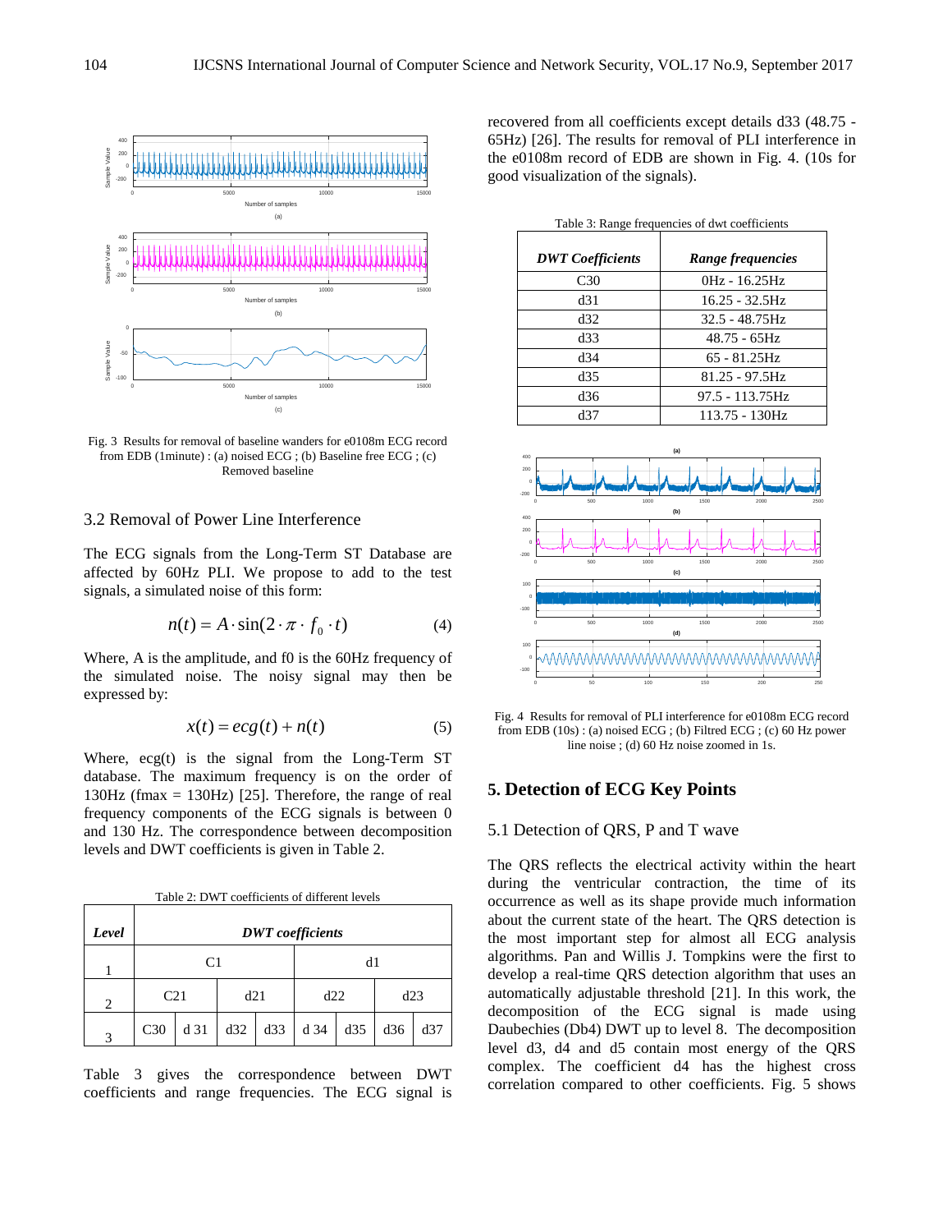Fig. 3 Results for removal of baseline wanders for e0108m ECG record from EDB (1minute) : (a) noised ECG ; (b) Baseline free ECG ; (c) Removed baseline

### 3.2 Removal of Power Line Interference

The ECG signals from the Long-Term ST Database are affected by 60Hz PLI. We propose to add to the test signals, a simulated noise of this form:

$$n(t) = A \cdot \sin(2 \cdot \pi \cdot f_0 \cdot t) \quad (4)$$

Where, A is the amplitude, and f0 is the 60Hz frequency of the simulated noise. The noisy signal may then be expressed by:

$$x(t) = ecg(t) + n(t) \quad (5)$$

Where, ecg(t) is the signal from the Long-Term ST database. The maximum frequency is on the order of 130Hz (fmax = 130Hz) [25]. Therefore, the range of real frequency components of the ECG signals is between 0 and 130 Hz. The correspondence between decomposition levels and DWT coefficients is given in Table 2.

Table 2: DWT coefficients of different levels

| *Level* | *DWT coefficients* | | | | | | | |
|---|---|---|---|---|---|---|---|---|
| 1 | C1 | | | | d1 | | | |
| 2 | C21 | | d21 | | d22 | | d23 | |
| 3 | C30 | d 31 | d32 | d33 | d 34 | d35 | d36 | d37 |

Table 3 gives the correspondence between DWT coefficients and range frequencies. The ECG signal is recovered from all coefficients except details d33 (48.75 - 65Hz) [26]. The results for removal of PLI interference in the e0108m record of EDB are shown in Fig. 4. (10s for good visualization of the signals).

Table 3: Range frequencies of dwt coefficients

| *DWT Coefficients* | *Range frequencies* |
|---|---|
| C30 | 0Hz - 16.25Hz |
| d31 | 16.25 - 32.5Hz |
| d32 | 32.5 - 48.75Hz |
| d33 | 48.75 - 65Hz |
| d34 | 65 - 81.25Hz |
| d35 | 81.25 - 97.5Hz |
| d36 | 97.5 - 113.75Hz |
| d37 | 113.75 - 130Hz |

Fig. 4 Results for removal of PLI interference for e0108m ECG record from EDB (10s) : (a) noised ECG ; (b) Filtred ECG ; (c) 60 Hz power line noise ; (d) 60 Hz noise zoomed in 1s.

## 5. Detection of ECG Key Points

### 5.1 Detection of QRS, P and T wave

The QRS reflects the electrical activity within the heart during the ventricular contraction, the time of its occurrence as well as its shape provide much information about the current state of the heart. The QRS detection is the most important step for almost all ECG analysis algorithms. Pan and Willis J. Tompkins were the first to develop a real-time QRS detection algorithm that uses an automatically adjustable threshold [21]. In this work, the decomposition of the ECG signal is made using Daubechies (Db4) DWT up to level 8. The decomposition level d3, d4 and d5 contain most energy of the QRS complex. The coefficient d4 has the highest cross correlation compared to other coefficients. Fig. 5 shows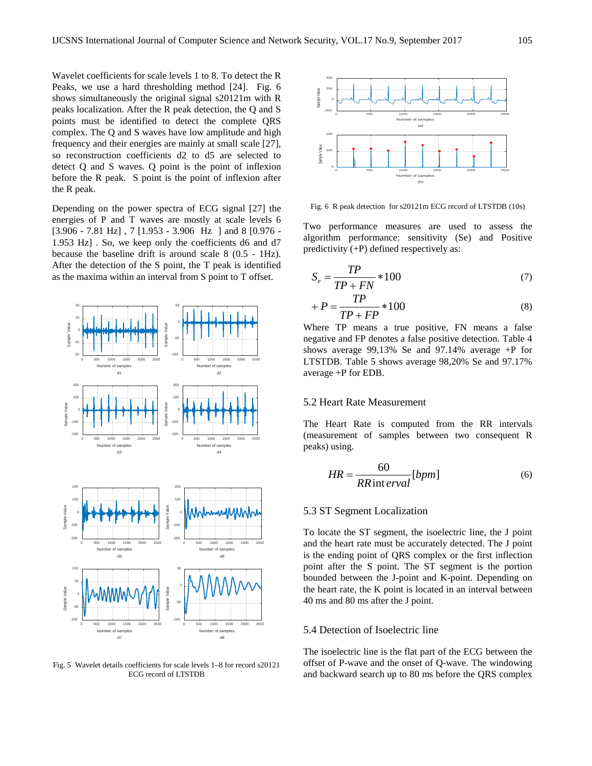Wavelet coefficients for scale levels 1 to 8. To detect the R Peaks, we use a hard thresholding method [24]. Fig. 6 shows simultaneously the original signal s20121m with R peaks localization. After the R peak detection, the Q and S points must be identified to detect the complete QRS complex. The Q and S waves have low amplitude and high frequency and their energies are mainly at small scale [27], so reconstruction coefficients d2 to d5 are selected to detect Q and S waves. Q point is the point of inflexion before the R peak. S point is the point of inflexion after the R peak.

Depending on the power spectra of ECG signal [27] the energies of P and T waves are mostly at scale levels 6 [3.906 - 7.81 Hz] , 7 [1.953 - 3.906 Hz ] and 8 [0.976 - 1.953 Hz] . So, we keep only the coefficients d6 and d7 because the baseline drift is around scale 8 (0.5 - 1Hz). After the detection of the S point, the T peak is identified as the maxima within an interval from S point to T offset.

Fig. 5 Wavelet details coefficients for scale levels 1–8 for record s20121 ECG record of LTSTDB

Fig. 6 R peak detection for s20121m ECG record of LTSTDB (10s)

Two performance measures are used to assess the algorithm performance: sensitivity (Se) and Positive predictivity (+P) defined respectively as:

$$S_e = \frac{TP}{TP + FN} * 100 \tag{7}$$

$$+P = \frac{TP}{TP + FP} * 100 \tag{8}$$

Where TP means a true positive, FN means a false negative and FP denotes a false positive detection. Table 4 shows average 99,13% Se and 97.14% average +P for LTSTDB. Table 5 shows average 98,20% Se and 97.17% average +P for EDB.

### 5.2 Heart Rate Measurement

The Heart Rate is computed from the RR intervals (measurement of samples between two consequent R peaks) using.

$$HR = \frac{60}{RR\,interval}[bpm] \tag{6}$$

### 5.3 ST Segment Localization

To locate the ST segment, the isoelectric line, the J point and the heart rate must be accurately detected. The J point is the ending point of QRS complex or the first inflection point after the S point. The ST segment is the portion bounded between the J-point and K-point. Depending on the heart rate, the K point is located in an interval between 40 ms and 80 ms after the J point.

### 5.4 Detection of Isoelectric line

The isoelectric line is the flat part of the ECG between the offset of P-wave and the onset of Q-wave. The windowing and backward search up to 80 ms before the QRS complex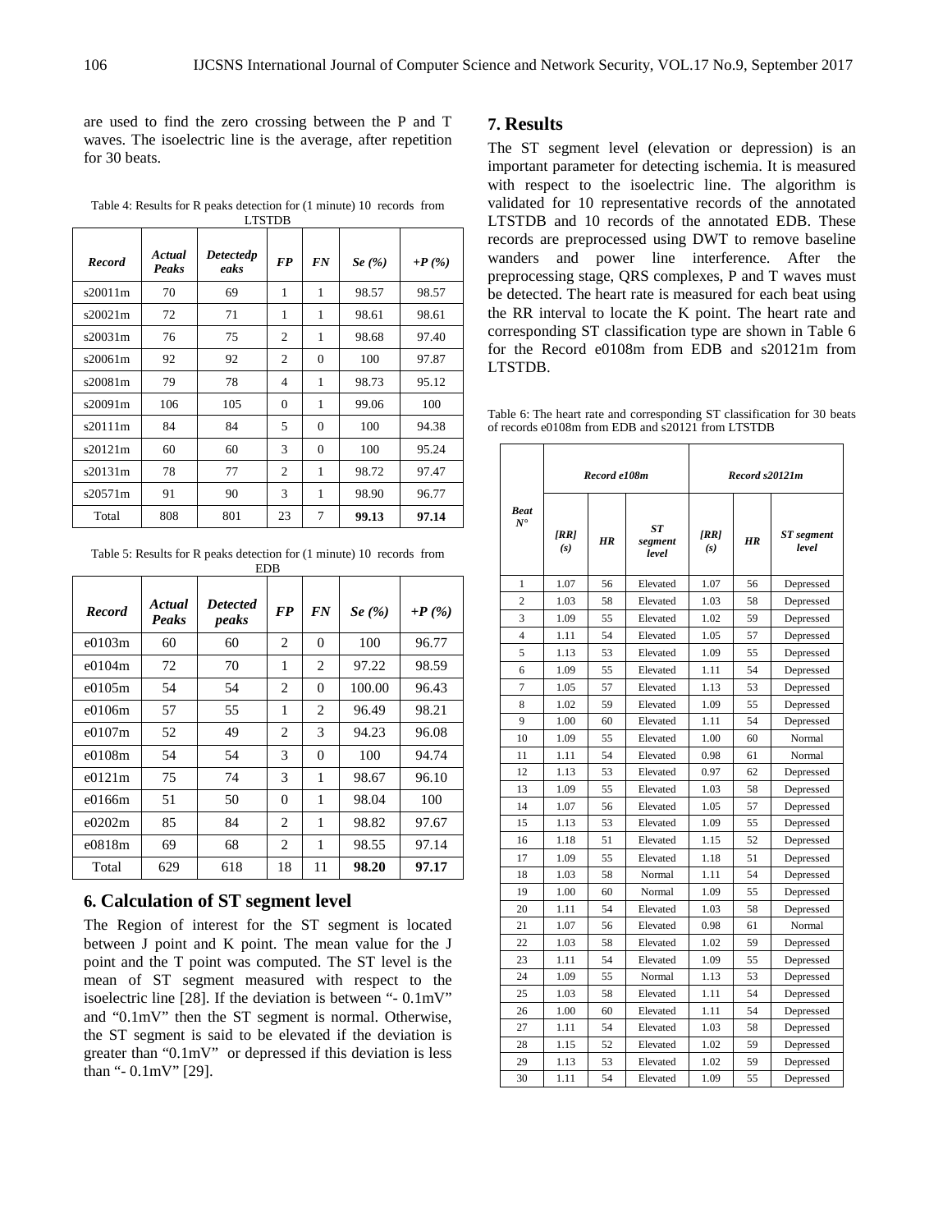are used to find the zero crossing between the P and T waves. The isoelectric line is the average, after repetition for 30 beats.

Table 4: Results for R peaks detection for (1 minute) 10 records from LTSTDB

| *Record* | *Actual Peaks* | *Detectedp eaks* | *FP* | *FN* | *Se (%)* | *+P (%)* |
|---|---|---|---|---|---|---|
| s20011m | 70 | 69 | 1 | 1 | 98.57 | 98.57 |
| s20021m | 72 | 71 | 1 | 1 | 98.61 | 98.61 |
| s20031m | 76 | 75 | 2 | 1 | 98.68 | 97.40 |
| s20061m | 92 | 92 | 2 | 0 | 100 | 97.87 |
| s20081m | 79 | 78 | 4 | 1 | 98.73 | 95.12 |
| s20091m | 106 | 105 | 0 | 1 | 99.06 | 100 |
| s20111m | 84 | 84 | 5 | 0 | 100 | 94.38 |
| s20121m | 60 | 60 | 3 | 0 | 100 | 95.24 |
| s20131m | 78 | 77 | 2 | 1 | 98.72 | 97.47 |
| s20571m | 91 | 90 | 3 | 1 | 98.90 | 96.77 |
| Total | 808 | 801 | 23 | 7 | **99.13** | **97.14** |

Table 5: Results for R peaks detection for (1 minute) 10 records from EDB

| *Record* | *Actual Peaks* | *Detected peaks* | *FP* | *FN* | *Se (%)* | *+P (%)* |
|---|---|---|---|---|---|---|
| e0103m | 60 | 60 | 2 | 0 | 100 | 96.77 |
| e0104m | 72 | 70 | 1 | 2 | 97.22 | 98.59 |
| e0105m | 54 | 54 | 2 | 0 | 100.00 | 96.43 |
| e0106m | 57 | 55 | 1 | 2 | 96.49 | 98.21 |
| e0107m | 52 | 49 | 2 | 3 | 94.23 | 96.08 |
| e0108m | 54 | 54 | 3 | 0 | 100 | 94.74 |
| e0121m | 75 | 74 | 3 | 1 | 98.67 | 96.10 |
| e0166m | 51 | 50 | 0 | 1 | 98.04 | 100 |
| e0202m | 85 | 84 | 2 | 1 | 98.82 | 97.67 |
| e0818m | 69 | 68 | 2 | 1 | 98.55 | 97.14 |
| Total | 629 | 618 | 18 | 11 | **98.20** | **97.17** |

## 6. Calculation of ST segment level

The Region of interest for the ST segment is located between J point and K point. The mean value for the J point and the T point was computed. The ST level is the mean of ST segment measured with respect to the isoelectric line [28]. If the deviation is between "- 0.1mV" and "0.1mV" then the ST segment is normal. Otherwise, the ST segment is said to be elevated if the deviation is greater than "0.1mV" or depressed if this deviation is less than "- 0.1mV" [29].

## 7. Results

The ST segment level (elevation or depression) is an important parameter for detecting ischemia. It is measured with respect to the isoelectric line. The algorithm is validated for 10 representative records of the annotated LTSTDB and 10 records of the annotated EDB. These records are preprocessed using DWT to remove baseline wanders and power line interference. After the preprocessing stage, QRS complexes, P and T waves must be detected. The heart rate is measured for each beat using the RR interval to locate the K point. The heart rate and corresponding ST classification type are shown in Table 6 for the Record e0108m from EDB and s20121m from LTSTDB.

Table 6: The heart rate and corresponding ST classification for 30 beats of records e0108m from EDB and s20121 from LTSTDB

| *Beat N°* | *Record e108m* | | | *Record s20121m* | | |
|---|---|---|---|---|---|---|
| | *[RR] (s)* | *HR* | *ST segment level* | *[RR] (s)* | *HR* | *ST segment level* |
| 1 | 1.07 | 56 | Elevated | 1.07 | 56 | Depressed |
| 2 | 1.03 | 58 | Elevated | 1.03 | 58 | Depressed |
| 3 | 1.09 | 55 | Elevated | 1.02 | 59 | Depressed |
| 4 | 1.11 | 54 | Elevated | 1.05 | 57 | Depressed |
| 5 | 1.13 | 53 | Elevated | 1.09 | 55 | Depressed |
| 6 | 1.09 | 55 | Elevated | 1.11 | 54 | Depressed |
| 7 | 1.05 | 57 | Elevated | 1.13 | 53 | Depressed |
| 8 | 1.02 | 59 | Elevated | 1.09 | 55 | Depressed |
| 9 | 1.00 | 60 | Elevated | 1.11 | 54 | Depressed |
| 10 | 1.09 | 55 | Elevated | 1.00 | 60 | Normal |
| 11 | 1.11 | 54 | Elevated | 0.98 | 61 | Normal |
| 12 | 1.13 | 53 | Elevated | 0.97 | 62 | Depressed |
| 13 | 1.09 | 55 | Elevated | 1.03 | 58 | Depressed |
| 14 | 1.07 | 56 | Elevated | 1.05 | 57 | Depressed |
| 15 | 1.13 | 53 | Elevated | 1.09 | 55 | Depressed |
| 16 | 1.18 | 51 | Elevated | 1.15 | 52 | Depressed |
| 17 | 1.09 | 55 | Elevated | 1.18 | 51 | Depressed |
| 18 | 1.03 | 58 | Normal | 1.11 | 54 | Depressed |
| 19 | 1.00 | 60 | Normal | 1.09 | 55 | Depressed |
| 20 | 1.11 | 54 | Elevated | 1.03 | 58 | Depressed |
| 21 | 1.07 | 56 | Elevated | 0.98 | 61 | Normal |
| 22 | 1.03 | 58 | Elevated | 1.02 | 59 | Depressed |
| 23 | 1.11 | 54 | Elevated | 1.09 | 55 | Depressed |
| 24 | 1.09 | 55 | Normal | 1.13 | 53 | Depressed |
| 25 | 1.03 | 58 | Elevated | 1.11 | 54 | Depressed |
| 26 | 1.00 | 60 | Elevated | 1.11 | 54 | Depressed |
| 27 | 1.11 | 54 | Elevated | 1.03 | 58 | Depressed |
| 28 | 1.15 | 52 | Elevated | 1.02 | 59 | Depressed |
| 29 | 1.13 | 53 | Elevated | 1.02 | 59 | Depressed |
| 30 | 1.11 | 54 | Elevated | 1.09 | 55 | Depressed |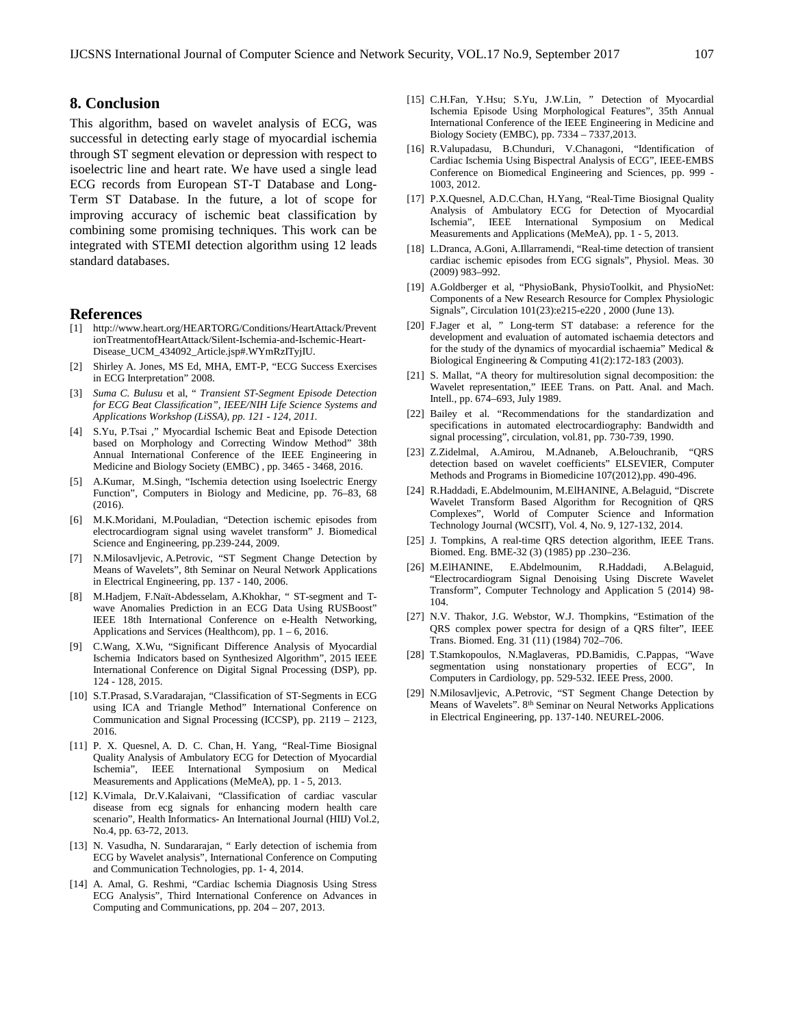## 8. Conclusion

This algorithm, based on wavelet analysis of ECG, was successful in detecting early stage of myocardial ischemia through ST segment elevation or depression with respect to isoelectric line and heart rate. We have used a single lead ECG records from European ST-T Database and Long-Term ST Database. In the future, a lot of scope for improving accuracy of ischemic beat classification by combining some promising techniques. This work can be integrated with STEMI detection algorithm using 12 leads standard databases.

## References

[1] http://www.heart.org/HEARTORG/Conditions/HeartAttack/PreventionTreatmentofHeartAttack/Silent-Ischemia-and-Ischemic-Heart-Disease_UCM_434092_Article.jsp#.WYmRzITyjIU.

[2] Shirley A. Jones, MS Ed, MHA, EMT-P, "ECG Success Exercises in ECG Interpretation" 2008.

[3] *Suma C. Bulusu* et al, " *Transient ST-Segment Episode Detection for ECG Beat Classification", IEEE/NIH Life Science Systems and Applications Workshop (LiSSA), pp. 121 - 124, 2011.*

[4] S.Yu, P.Tsai ," Myocardial Ischemic Beat and Episode Detection based on Morphology and Correcting Window Method" 38th Annual International Conference of the IEEE Engineering in Medicine and Biology Society (EMBC) , pp. 3465 - 3468, 2016.

[5] A.Kumar, M.Singh, "Ischemia detection using Isoelectric Energy Function", Computers in Biology and Medicine, pp. 76–83, 68 (2016).

[6] M.K.Moridani, M.Pouladian, "Detection ischemic episodes from electrocardiogram signal using wavelet transform" J. Biomedical Science and Engineering, pp.239-244, 2009.

[7] N.Milosavljevic, A.Petrovic, "ST Segment Change Detection by Means of Wavelets", 8th Seminar on Neural Network Applications in Electrical Engineering, pp. 137 - 140, 2006.

[8] M.Hadjem, F.Naït-Abdesselam, A.Khokhar, " ST-segment and T-wave Anomalies Prediction in an ECG Data Using RUSBoost" IEEE 18th International Conference on e-Health Networking, Applications and Services (Healthcom), pp. 1 – 6, 2016.

[9] C.Wang, X.Wu, "Significant Difference Analysis of Myocardial Ischemia Indicators based on Synthesized Algorithm", 2015 IEEE International Conference on Digital Signal Processing (DSP), pp. 124 - 128, 2015.

[10] S.T.Prasad, S.Varadarajan, "Classification of ST-Segments in ECG using ICA and Triangle Method" International Conference on Communication and Signal Processing (ICCSP), pp. 2119 – 2123, 2016.

[11] P. X. Quesnel, A. D. C. Chan, H. Yang, "Real-Time Biosignal Quality Analysis of Ambulatory ECG for Detection of Myocardial Ischemia", IEEE International Symposium on Medical Measurements and Applications (MeMeA), pp. 1 - 5, 2013.

[12] K.Vimala, Dr.V.Kalaivani, "Classification of cardiac vascular disease from ecg signals for enhancing modern health care scenario", Health Informatics- An International Journal (HIIJ) Vol.2, No.4, pp. 63-72, 2013.

[13] N. Vasudha, N. Sundararajan, " Early detection of ischemia from ECG by Wavelet analysis", International Conference on Computing and Communication Technologies, pp. 1- 4, 2014.

[14] A. Amal, G. Reshmi, "Cardiac Ischemia Diagnosis Using Stress ECG Analysis", Third International Conference on Advances in Computing and Communications, pp. 204 – 207, 2013.

[15] C.H.Fan, Y.Hsu; S.Yu, J.W.Lin, " Detection of Myocardial Ischemia Episode Using Morphological Features", 35th Annual International Conference of the IEEE Engineering in Medicine and Biology Society (EMBC), pp. 7334 – 7337,2013.

[16] R.Valupadasu, B.Chunduri, V.Chanagoni, "Identification of Cardiac Ischemia Using Bispectral Analysis of ECG", IEEE-EMBS Conference on Biomedical Engineering and Sciences, pp. 999 - 1003, 2012.

[17] P.X.Quesnel, A.D.C.Chan, H.Yang, "Real-Time Biosignal Quality Analysis of Ambulatory ECG for Detection of Myocardial Ischemia", IEEE International Symposium on Medical Measurements and Applications (MeMeA), pp. 1 - 5, 2013.

[18] L.Dranca, A.Goni, A.Illarramendi, "Real-time detection of transient cardiac ischemic episodes from ECG signals", Physiol. Meas. 30 (2009) 983–992.

[19] A.Goldberger et al, "PhysioBank, PhysioToolkit, and PhysioNet: Components of a New Research Resource for Complex Physiologic Signals", Circulation 101(23):e215-e220 , 2000 (June 13).

[20] F.Jager et al, " Long-term ST database: a reference for the development and evaluation of automated ischaemia detectors and for the study of the dynamics of myocardial ischaemia" Medical & Biological Engineering & Computing 41(2):172-183 (2003).

[21] S. Mallat, "A theory for multiresolution signal decomposition: the Wavelet representation," IEEE Trans. on Patt. Anal. and Mach. Intell., pp. 674–693, July 1989.

[22] Bailey et al. "Recommendations for the standardization and specifications in automated electrocardiography: Bandwidth and signal processing", circulation, vol.81, pp. 730-739, 1990.

[23] Z.Zidelmal, A.Amirou, M.Adnaneb, A.Belouchranib, "QRS detection based on wavelet coefficients" ELSEVIER, Computer Methods and Programs in Biomedicine 107(2012),pp. 490-496.

[24] R.Haddadi, E.Abdelmounim, M.ElHANINE, A.Belaguid, "Discrete Wavelet Transform Based Algorithm for Recognition of QRS Complexes", World of Computer Science and Information Technology Journal (WCSIT), Vol. 4, No. 9, 127-132, 2014.

[25] J. Tompkins, A real-time QRS detection algorithm, IEEE Trans. Biomed. Eng. BME-32 (3) (1985) pp .230–236.

[26] M.ElHANINE, E.Abdelmounim, R.Haddadi, A.Belaguid, "Electrocardiogram Signal Denoising Using Discrete Wavelet Transform", Computer Technology and Application 5 (2014) 98-104.

[27] N.V. Thakor, J.G. Webstor, W.J. Thompkins, "Estimation of the QRS complex power spectra for design of a QRS filter", IEEE Trans. Biomed. Eng. 31 (11) (1984) 702–706.

[28] T.Stamkopoulos, N.Maglaveras, PD.Bamidis, C.Pappas, "Wave segmentation using nonstationary properties of ECG", In Computers in Cardiology, pp. 529-532. IEEE Press, 2000.

[29] N.Milosavljevic, A.Petrovic, "ST Segment Change Detection by Means of Wavelets". 8th Seminar on Neural Networks Applications in Electrical Engineering, pp. 137-140. NEUREL-2006.